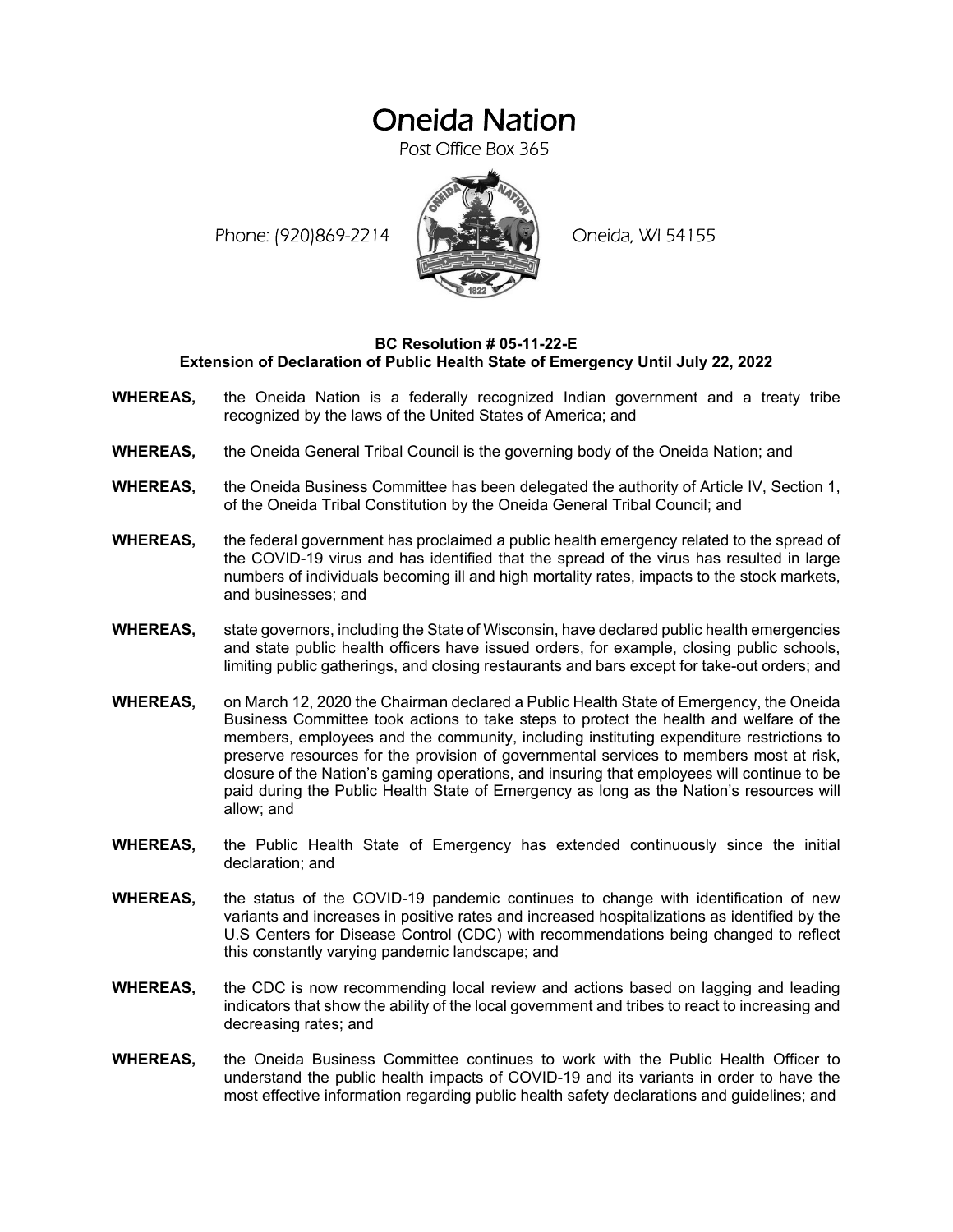# Oneida Nation

Post Office Box 365

Phone: (920)869-2214 Oneida, WI 54155

**BC Resolution # 05-11-22-E**
**Extension of Declaration of Public Health State of Emergency Until July 22, 2022**

**WHEREAS,** the Oneida Nation is a federally recognized Indian government and a treaty tribe recognized by the laws of the United States of America; and

**WHEREAS,** the Oneida General Tribal Council is the governing body of the Oneida Nation; and

**WHEREAS,** the Oneida Business Committee has been delegated the authority of Article IV, Section 1, of the Oneida Tribal Constitution by the Oneida General Tribal Council; and

**WHEREAS,** the federal government has proclaimed a public health emergency related to the spread of the COVID-19 virus and has identified that the spread of the virus has resulted in large numbers of individuals becoming ill and high mortality rates, impacts to the stock markets, and businesses; and

**WHEREAS,** state governors, including the State of Wisconsin, have declared public health emergencies and state public health officers have issued orders, for example, closing public schools, limiting public gatherings, and closing restaurants and bars except for take-out orders; and

**WHEREAS,** on March 12, 2020 the Chairman declared a Public Health State of Emergency, the Oneida Business Committee took actions to take steps to protect the health and welfare of the members, employees and the community, including instituting expenditure restrictions to preserve resources for the provision of governmental services to members most at risk, closure of the Nation's gaming operations, and insuring that employees will continue to be paid during the Public Health State of Emergency as long as the Nation's resources will allow; and

**WHEREAS,** the Public Health State of Emergency has extended continuously since the initial declaration; and

**WHEREAS,** the status of the COVID-19 pandemic continues to change with identification of new variants and increases in positive rates and increased hospitalizations as identified by the U.S Centers for Disease Control (CDC) with recommendations being changed to reflect this constantly varying pandemic landscape; and

**WHEREAS,** the CDC is now recommending local review and actions based on lagging and leading indicators that show the ability of the local government and tribes to react to increasing and decreasing rates; and

**WHEREAS,** the Oneida Business Committee continues to work with the Public Health Officer to understand the public health impacts of COVID-19 and its variants in order to have the most effective information regarding public health safety declarations and guidelines; and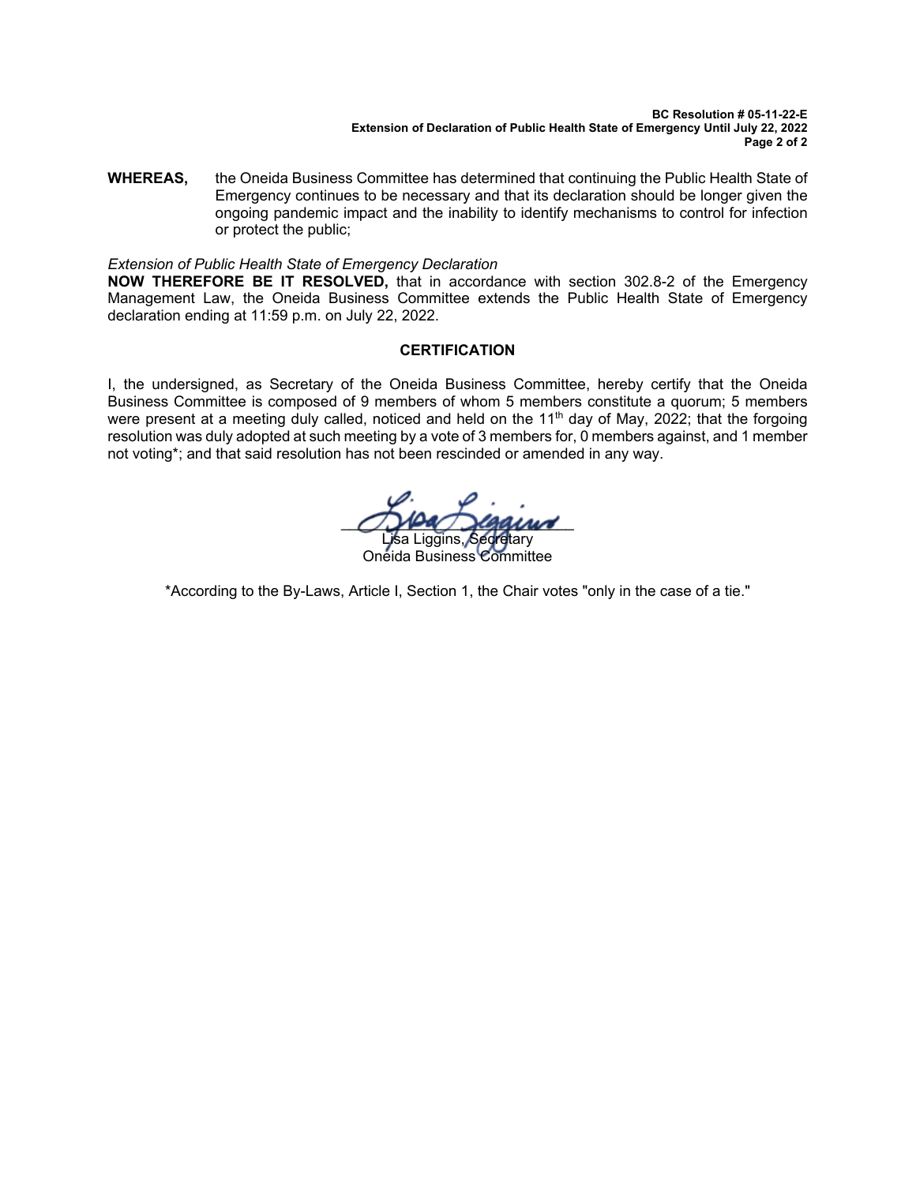**WHEREAS,** the Oneida Business Committee has determined that continuing the Public Health State of Emergency continues to be necessary and that its declaration should be longer given the ongoing pandemic impact and the inability to identify mechanisms to control for infection or protect the public;

*Extension of Public Health State of Emergency Declaration*

**NOW THEREFORE BE IT RESOLVED,** that in accordance with section 302.8-2 of the Emergency Management Law, the Oneida Business Committee extends the Public Health State of Emergency declaration ending at 11:59 p.m. on July 22, 2022.

## CERTIFICATION

I, the undersigned, as Secretary of the Oneida Business Committee, hereby certify that the Oneida Business Committee is composed of 9 members of whom 5 members constitute a quorum; 5 members were present at a meeting duly called, noticed and held on the 11th day of May, 2022; that the forgoing resolution was duly adopted at such meeting by a vote of 3 members for, 0 members against, and 1 member not voting*; and that said resolution has not been rescinded or amended in any way.

Lisa Liggins, Secretary
Oneida Business Committee

*According to the By-Laws, Article I, Section 1, the Chair votes "only in the case of a tie."